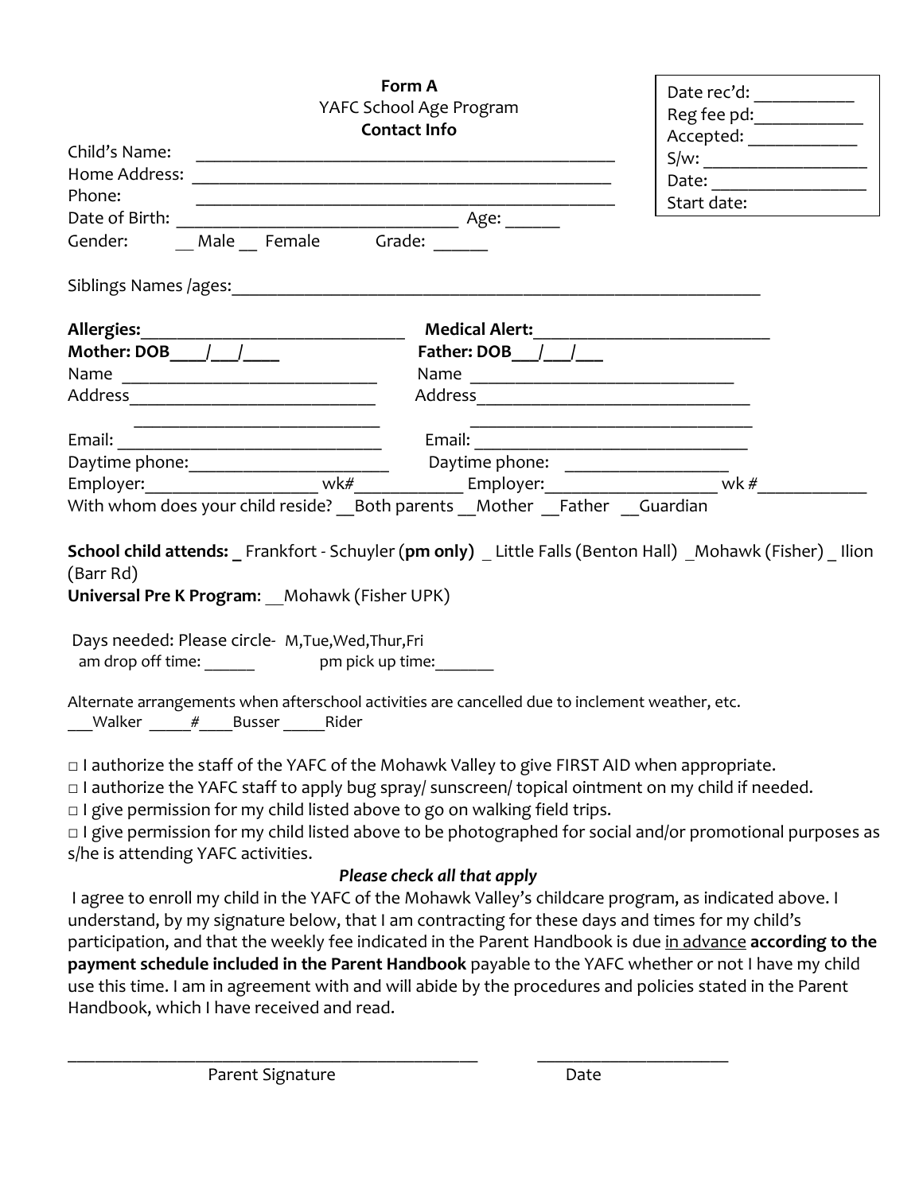**Form A**
YAFC School Age Program
**Contact Info**

Date rec'd: ___________
Reg fee pd: ___________
Accepted: ___________
S/w: ___________
Date: ___________
Start date:

Child's Name: ______________________________________________
Home Address: ______________________________________________
Phone: ______________________________________________
Date of Birth: ______________________________ Age: ______
Gender: __ Male __ Female Grade: ______

Siblings Names /ages: ________________________________________________________

**Allergies:**__________________________ **Medical Alert:**__________________________

**Mother: DOB____/___/____**
Name ___________________________
Address___________________________
___________________________
Email: ___________________________
Daytime phone:_____________________
Employer:_________________ wk#___________

**Father: DOB___/___/___**
Name ___________________________
Address___________________________
___________________________
Email: ___________________________
Daytime phone: _________________
Employer:_________________ wk #___________

With whom does your child reside? __Both parents __Mother __Father __Guardian

**School child attends: _** Frankfort - Schuyler (**pm only**) _ Little Falls (Benton Hall) _Mohawk (Fisher) _ Ilion (Barr Rd)
**Universal Pre K Program**: __Mohawk (Fisher UPK)

Days needed: Please circle- M,Tue,Wed,Thur,Fri
am drop off time: ______ pm pick up time:_______

Alternate arrangements when afterschool activities are cancelled due to inclement weather, etc.
___Walker _____#____Busser _____Rider

□ I authorize the staff of the YAFC of the Mohawk Valley to give FIRST AID when appropriate.
□ I authorize the YAFC staff to apply bug spray/ sunscreen/ topical ointment on my child if needed.
□ I give permission for my child listed above to go on walking field trips.
□ I give permission for my child listed above to be photographed for social and/or promotional purposes as s/he is attending YAFC activities.

***Please check all that apply***

I agree to enroll my child in the YAFC of the Mohawk Valley's childcare program, as indicated above. I understand, by my signature below, that I am contracting for these days and times for my child's participation, and that the weekly fee indicated in the Parent Handbook is due <u>in advance</u> **according to the payment schedule included in the Parent Handbook** payable to the YAFC whether or not I have my child use this time. I am in agreement with and will abide by the procedures and policies stated in the Parent Handbook, which I have received and read.

______________________________________ ______________________
Parent Signature Date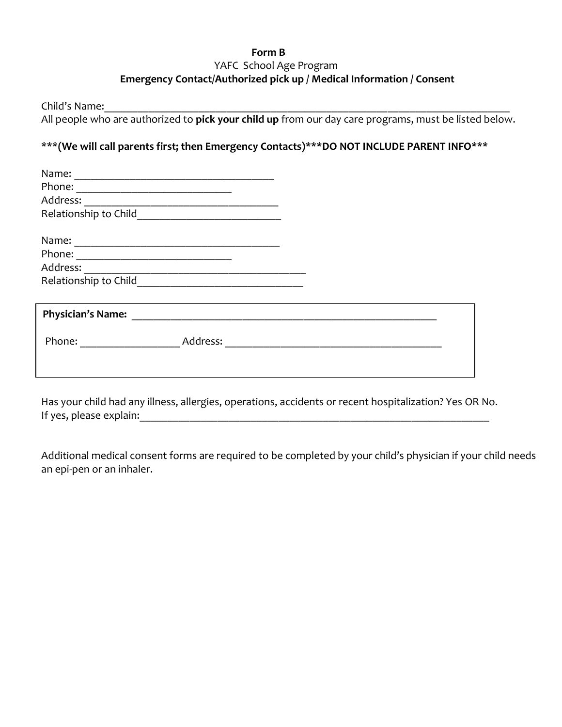**Form B**

YAFC School Age Program

**Emergency Contact/Authorized pick up / Medical Information / Consent**

Child's Name:_____________________________________________________________________________

All people who are authorized to **pick your child up** from our day care programs, must be listed below.

**\*\*\*(We will call parents first; then Emergency Contacts)\*\*\*DO NOT INCLUDE PARENT INFO\*\*\***

Name: ____________________________________

Phone: ____________________________

Address: ___________________________________

Relationship to Child__________________________

Name: _____________________________________

Phone: ____________________________

Address: ________________________________________

Relationship to Child______________________________

**Physician's Name:** _________________________________________________________

Phone: __________________ Address: ________________________________________

Has your child had any illness, allergies, operations, accidents or recent hospitalization? Yes OR No.

If yes, please explain:_________________________________________________________________

Additional medical consent forms are required to be completed by your child's physician if your child needs an epi-pen or an inhaler.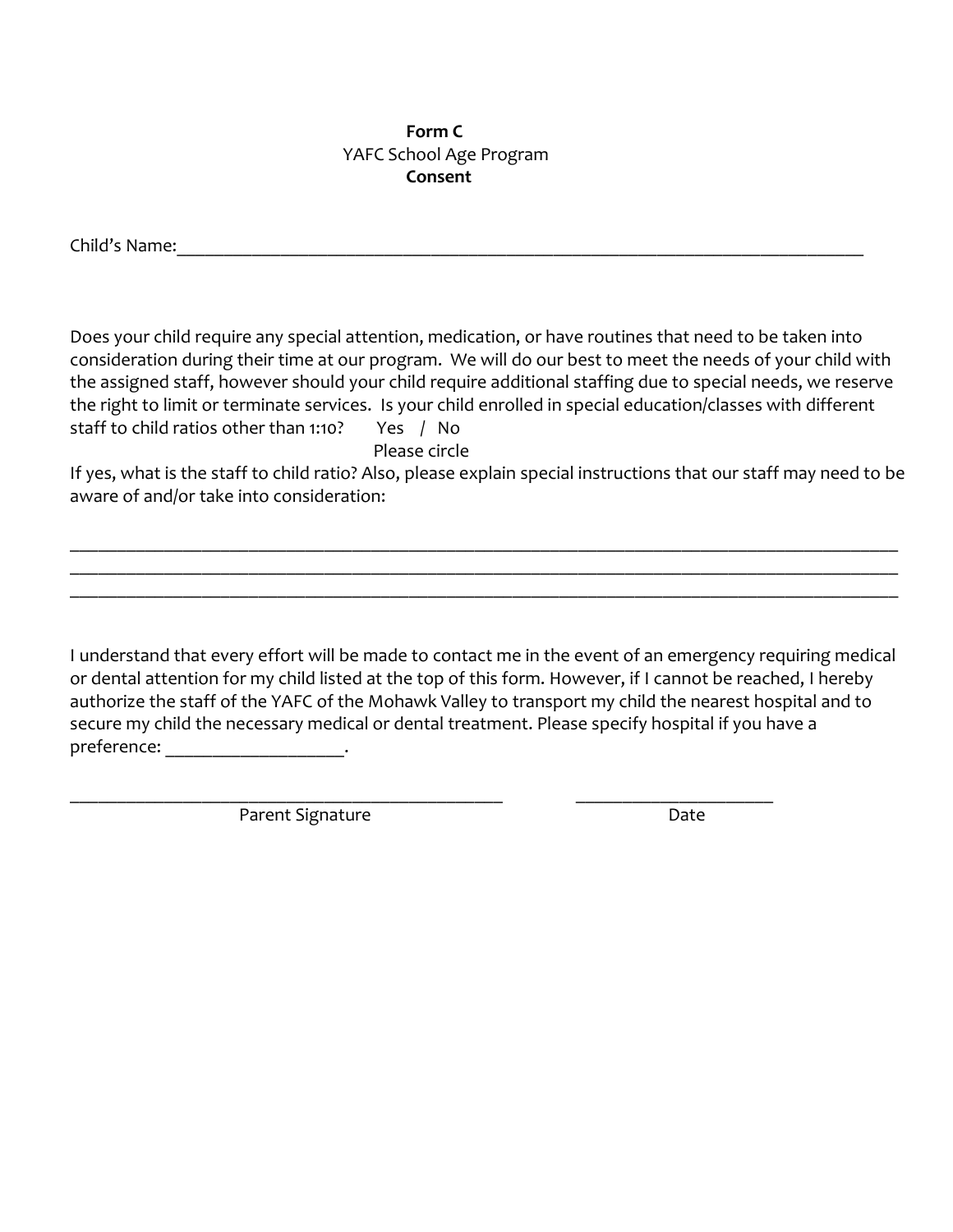**Form C**
YAFC School Age Program
**Consent**

Child's Name:_______________________________________________________________________________

Does your child require any special attention, medication, or have routines that need to be taken into consideration during their time at our program. We will do our best to meet the needs of your child with the assigned staff, however should your child require additional staffing due to special needs, we reserve the right to limit or terminate services. Is your child enrolled in special education/classes with different staff to child ratios other than 1:10? Yes / No

Please circle

If yes, what is the staff to child ratio? Also, please explain special instructions that our staff may need to be aware of and/or take into consideration:

_____________________________________________________________________________________________
_____________________________________________________________________________________________
_____________________________________________________________________________________________

I understand that every effort will be made to contact me in the event of an emergency requiring medical or dental attention for my child listed at the top of this form. However, if I cannot be reached, I hereby authorize the staff of the YAFC of the Mohawk Valley to transport my child the nearest hospital and to secure my child the necessary medical or dental treatment. Please specify hospital if you have a preference: ___________________.

_________________________________________________ ______________________
Parent Signature Date